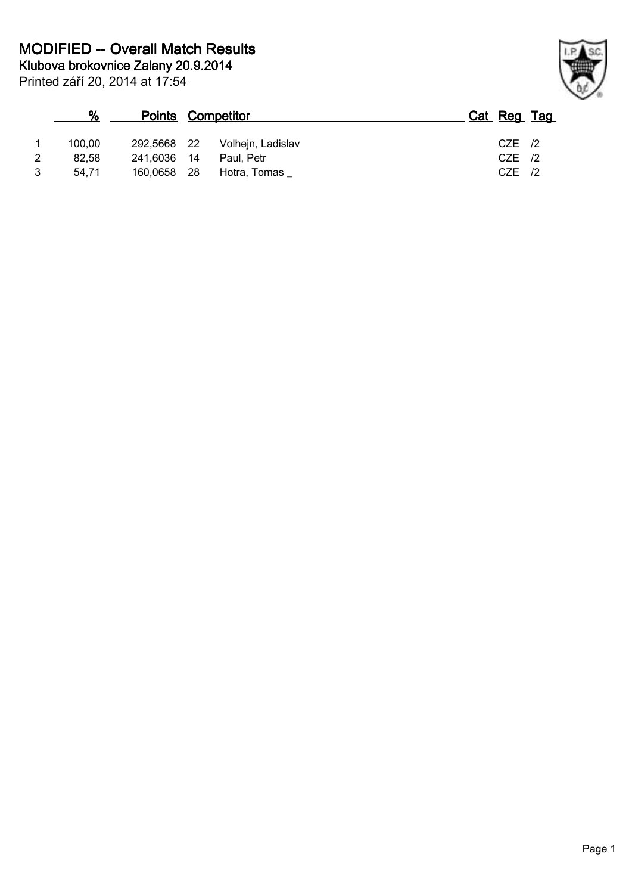# MODIFIED -- Overall Match Results

**Klubova brokovnice Zalany 20.9.2014**

Printed září 20, 2014 at 17:54

| | % | Points | | Competitor | Cat | Reg | Tag |
|---|---|---|---|---|---|---|---|
| 1 | 100,00 | 292,5668 | 22 | Volhejn, Ladislav | | CZE | /2 |
| 2 | 82,58 | 241,6036 | 14 | Paul, Petr | | CZE | /2 |
| 3 | 54,71 | 160,0658 | 28 | Hotra, Tomas _ | | CZE | /2 |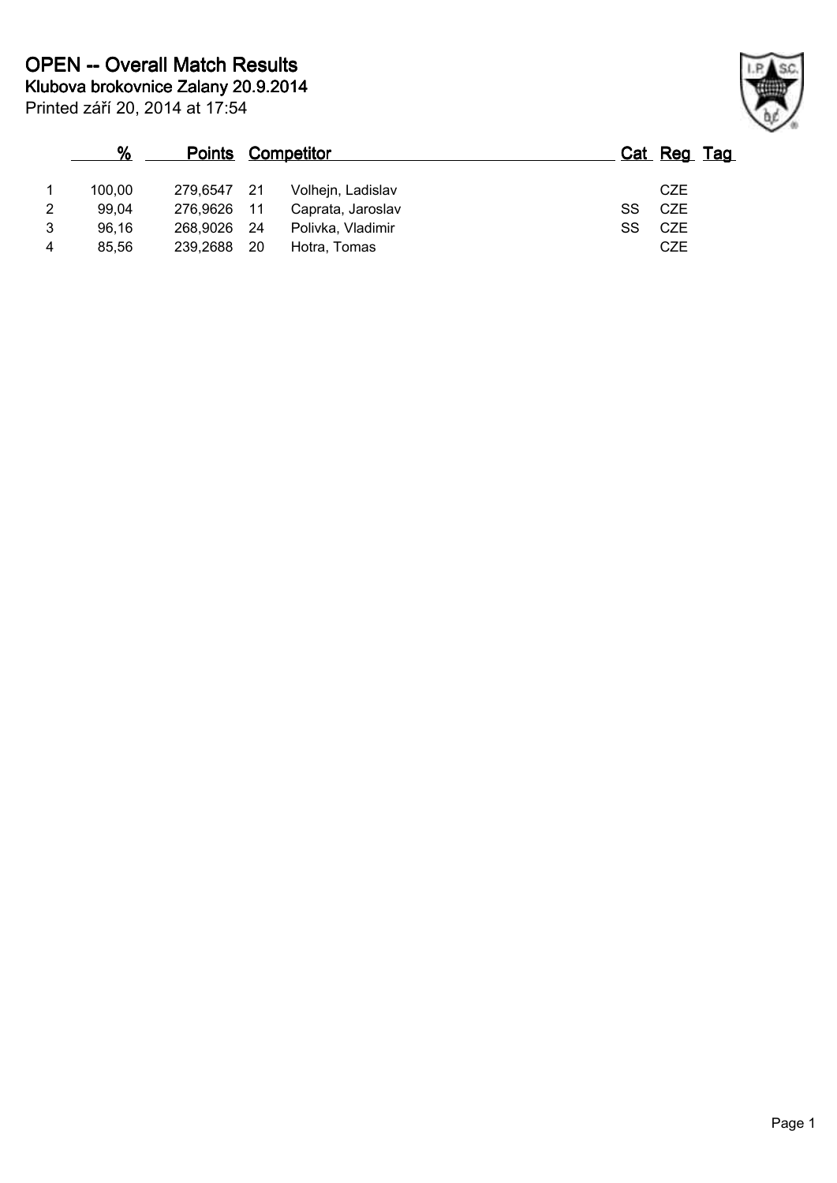# OPEN -- Overall Match Results

**Klubova brokovnice Zalany 20.9.2014**

Printed září 20, 2014 at 17:54

| | % | Points | | Competitor | Cat | Reg | Tag |
|---|---|---|---|---|---|---|---|
| 1 | 100,00 | 279,6547 | 21 | Volhejn, Ladislav | | CZE | |
| 2 | 99,04 | 276,9626 | 11 | Caprata, Jaroslav | SS | CZE | |
| 3 | 96,16 | 268,9026 | 24 | Polivka, Vladimir | SS | CZE | |
| 4 | 85,56 | 239,2688 | 20 | Hotra, Tomas | | CZE | |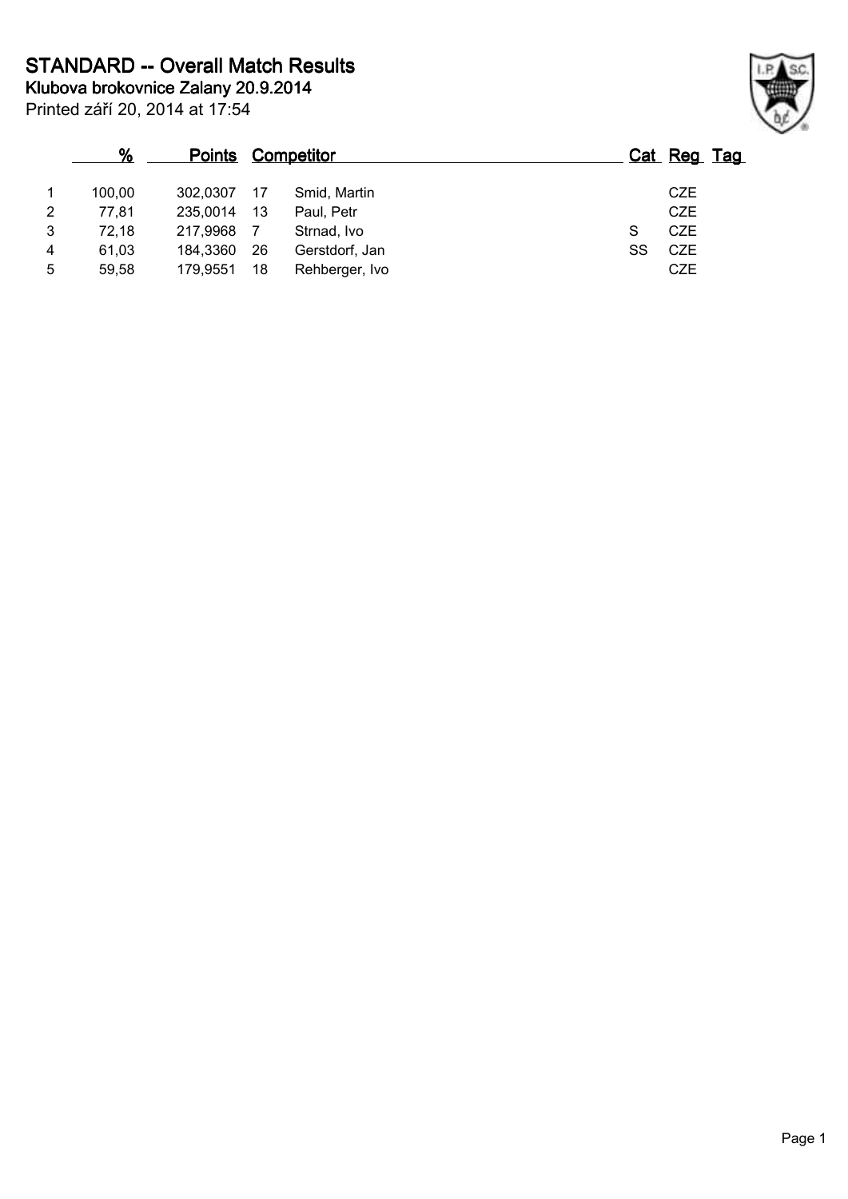# STANDARD -- Overall Match Results

**Klubova brokovnice Zalany 20.9.2014**

Printed září 20, 2014 at 17:54

| | % | Points | | Competitor | Cat | Reg | Tag |
|---|---|---|---|---|---|---|---|
| 1 | 100,00 | 302,0307 | 17 | Smid, Martin | | CZE | |
| 2 | 77,81 | 235,0014 | 13 | Paul, Petr | | CZE | |
| 3 | 72,18 | 217,9968 | 7 | Strnad, Ivo | S | CZE | |
| 4 | 61,03 | 184,3360 | 26 | Gerstdorf, Jan | SS | CZE | |
| 5 | 59,58 | 179,9551 | 18 | Rehberger, Ivo | | CZE | |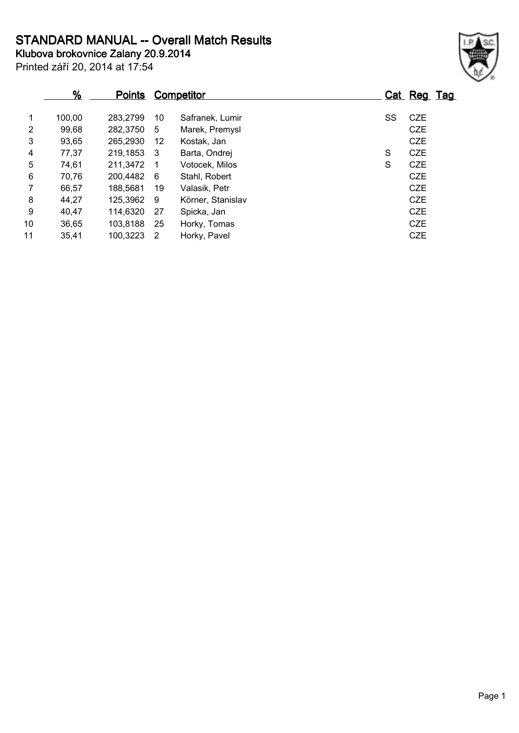# STANDARD MANUAL -- Overall Match Results

**Klubova brokovnice Zalany 20.9.2014**

Printed září 20, 2014 at 17:54

| | % | Points | Competitor | | Cat | Reg | Tag |
|---|---|---|---|---|---|---|---|
| 1 | 100,00 | 283,2799 | 10 | Safranek, Lumir | SS | CZE | |
| 2 | 99,68 | 282,3750 | 5 | Marek, Premysl | | CZE | |
| 3 | 93,65 | 265,2930 | 12 | Kostak, Jan | | CZE | |
| 4 | 77,37 | 219,1853 | 3 | Barta, Ondrej | S | CZE | |
| 5 | 74,61 | 211,3472 | 1 | Votocek, Milos | S | CZE | |
| 6 | 70,76 | 200,4482 | 6 | Stahl, Robert | | CZE | |
| 7 | 66,57 | 188,5681 | 19 | Valasik, Petr | | CZE | |
| 8 | 44,27 | 125,3962 | 9 | Körner, Stanislav | | CZE | |
| 9 | 40,47 | 114,6320 | 27 | Spicka, Jan | | CZE | |
| 10 | 36,65 | 103,8188 | 25 | Horky, Tomas | | CZE | |
| 11 | 35,41 | 100,3223 | 2 | Horky, Pavel | | CZE | |